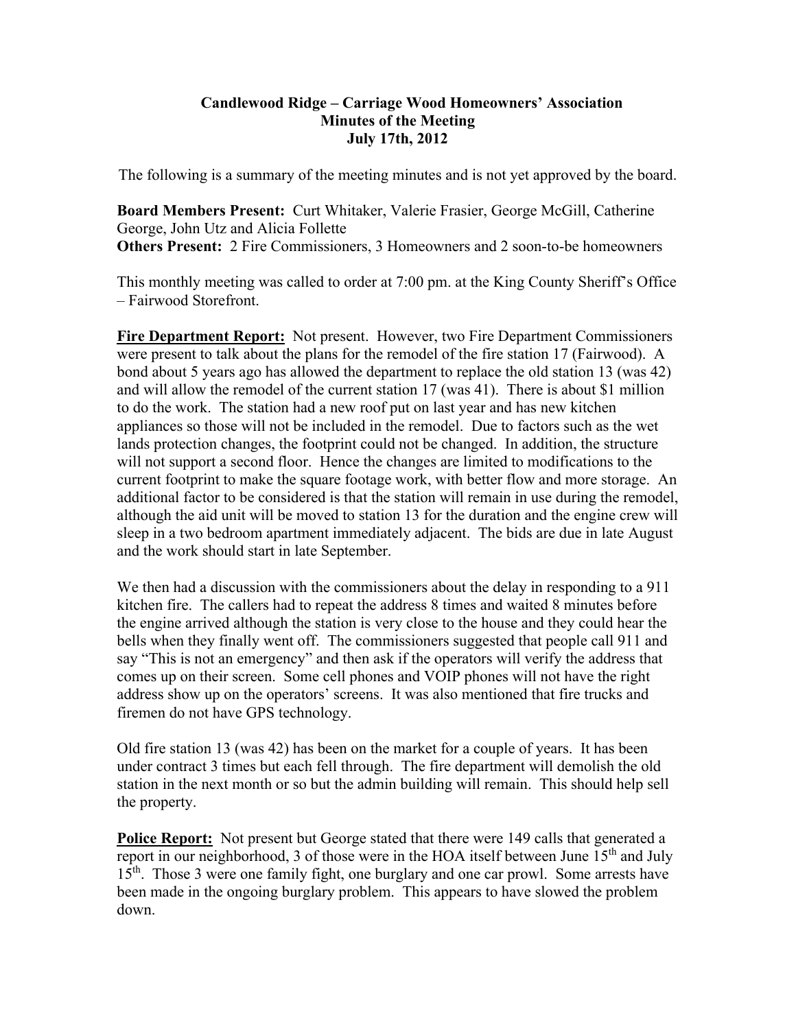# Candlewood Ridge – Carriage Wood Homeowners' Association
## Minutes of the Meeting
## July 17th, 2012

The following is a summary of the meeting minutes and is not yet approved by the board.

**Board Members Present:** Curt Whitaker, Valerie Frasier, George McGill, Catherine George, John Utz and Alicia Follette
**Others Present:** 2 Fire Commissioners, 3 Homeowners and 2 soon-to-be homeowners

This monthly meeting was called to order at 7:00 pm. at the King County Sheriff's Office – Fairwood Storefront.

**Fire Department Report:** Not present. However, two Fire Department Commissioners were present to talk about the plans for the remodel of the fire station 17 (Fairwood). A bond about 5 years ago has allowed the department to replace the old station 13 (was 42) and will allow the remodel of the current station 17 (was 41). There is about $1 million to do the work. The station had a new roof put on last year and has new kitchen appliances so those will not be included in the remodel. Due to factors such as the wet lands protection changes, the footprint could not be changed. In addition, the structure will not support a second floor. Hence the changes are limited to modifications to the current footprint to make the square footage work, with better flow and more storage. An additional factor to be considered is that the station will remain in use during the remodel, although the aid unit will be moved to station 13 for the duration and the engine crew will sleep in a two bedroom apartment immediately adjacent. The bids are due in late August and the work should start in late September.

We then had a discussion with the commissioners about the delay in responding to a 911 kitchen fire. The callers had to repeat the address 8 times and waited 8 minutes before the engine arrived although the station is very close to the house and they could hear the bells when they finally went off. The commissioners suggested that people call 911 and say "This is not an emergency" and then ask if the operators will verify the address that comes up on their screen. Some cell phones and VOIP phones will not have the right address show up on the operators' screens. It was also mentioned that fire trucks and firemen do not have GPS technology.

Old fire station 13 (was 42) has been on the market for a couple of years. It has been under contract 3 times but each fell through. The fire department will demolish the old station in the next month or so but the admin building will remain. This should help sell the property.

**Police Report:** Not present but George stated that there were 149 calls that generated a report in our neighborhood, 3 of those were in the HOA itself between June 15th and July 15th. Those 3 were one family fight, one burglary and one car prowl. Some arrests have been made in the ongoing burglary problem. This appears to have slowed the problem down.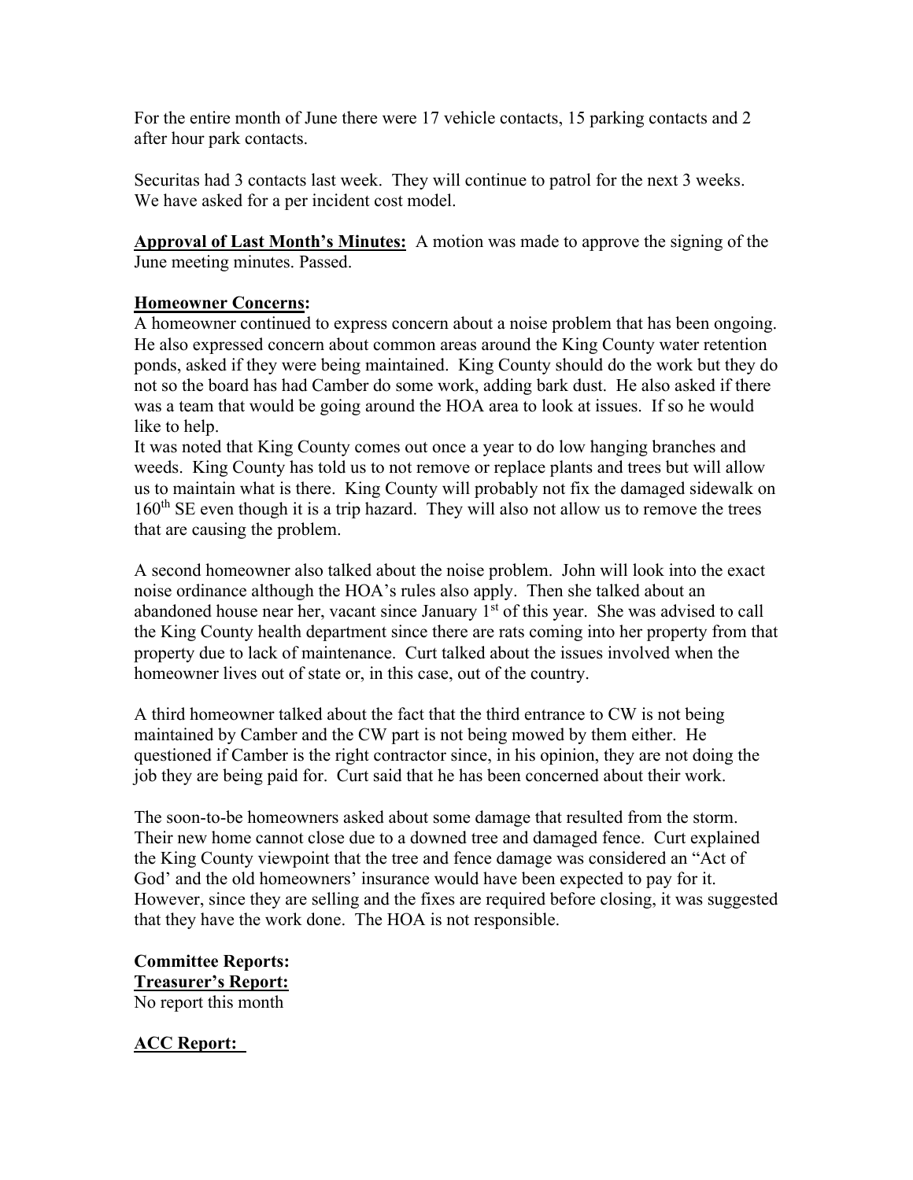For the entire month of June there were 17 vehicle contacts, 15 parking contacts and 2 after hour park contacts.

Securitas had 3 contacts last week. They will continue to patrol for the next 3 weeks. We have asked for a per incident cost model.

**Approval of Last Month's Minutes:** A motion was made to approve the signing of the June meeting minutes. Passed.

**Homeowner Concerns:**

A homeowner continued to express concern about a noise problem that has been ongoing. He also expressed concern about common areas around the King County water retention ponds, asked if they were being maintained. King County should do the work but they do not so the board has had Camber do some work, adding bark dust. He also asked if there was a team that would be going around the HOA area to look at issues. If so he would like to help.

It was noted that King County comes out once a year to do low hanging branches and weeds. King County has told us to not remove or replace plants and trees but will allow us to maintain what is there. King County will probably not fix the damaged sidewalk on 160th SE even though it is a trip hazard. They will also not allow us to remove the trees that are causing the problem.

A second homeowner also talked about the noise problem. John will look into the exact noise ordinance although the HOA's rules also apply. Then she talked about an abandoned house near her, vacant since January 1st of this year. She was advised to call the King County health department since there are rats coming into her property from that property due to lack of maintenance. Curt talked about the issues involved when the homeowner lives out of state or, in this case, out of the country.

A third homeowner talked about the fact that the third entrance to CW is not being maintained by Camber and the CW part is not being mowed by them either. He questioned if Camber is the right contractor since, in his opinion, they are not doing the job they are being paid for. Curt said that he has been concerned about their work.

The soon-to-be homeowners asked about some damage that resulted from the storm. Their new home cannot close due to a downed tree and damaged fence. Curt explained the King County viewpoint that the tree and fence damage was considered an "Act of God' and the old homeowners' insurance would have been expected to pay for it. However, since they are selling and the fixes are required before closing, it was suggested that they have the work done. The HOA is not responsible.

**Committee Reports:**

**Treasurer's Report:**

No report this month

**ACC Report:**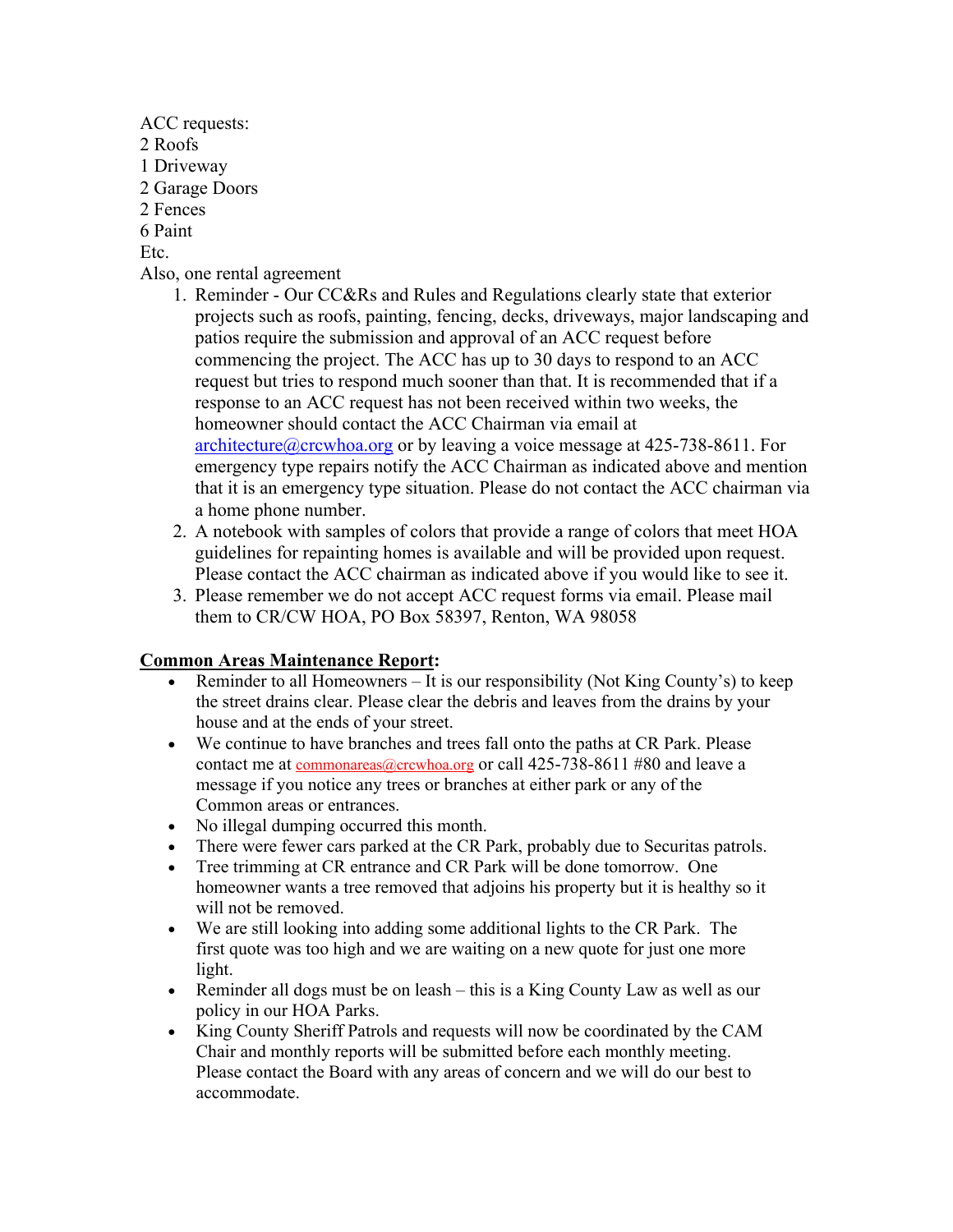ACC requests:
2 Roofs
1 Driveway
2 Garage Doors
2 Fences
6 Paint
Etc.
Also, one rental agreement

1. Reminder - Our CC&Rs and Rules and Regulations clearly state that exterior projects such as roofs, painting, fencing, decks, driveways, major landscaping and patios require the submission and approval of an ACC request before commencing the project. The ACC has up to 30 days to respond to an ACC request but tries to respond much sooner than that. It is recommended that if a response to an ACC request has not been received within two weeks, the homeowner should contact the ACC Chairman via email at architecture@crcwhoa.org or by leaving a voice message at 425-738-8611. For emergency type repairs notify the ACC Chairman as indicated above and mention that it is an emergency type situation. Please do not contact the ACC chairman via a home phone number.
2. A notebook with samples of colors that provide a range of colors that meet HOA guidelines for repainting homes is available and will be provided upon request. Please contact the ACC chairman as indicated above if you would like to see it.
3. Please remember we do not accept ACC request forms via email. Please mail them to CR/CW HOA, PO Box 58397, Renton, WA 98058

**Common Areas Maintenance Report:**

- Reminder to all Homeowners – It is our responsibility (Not King County's) to keep the street drains clear. Please clear the debris and leaves from the drains by your house and at the ends of your street.
- We continue to have branches and trees fall onto the paths at CR Park. Please contact me at commonareas@crcwhoa.org or call 425-738-8611 #80 and leave a message if you notice any trees or branches at either park or any of the Common areas or entrances.
- No illegal dumping occurred this month.
- There were fewer cars parked at the CR Park, probably due to Securitas patrols.
- Tree trimming at CR entrance and CR Park will be done tomorrow. One homeowner wants a tree removed that adjoins his property but it is healthy so it will not be removed.
- We are still looking into adding some additional lights to the CR Park. The first quote was too high and we are waiting on a new quote for just one more light.
- Reminder all dogs must be on leash – this is a King County Law as well as our policy in our HOA Parks.
- King County Sheriff Patrols and requests will now be coordinated by the CAM Chair and monthly reports will be submitted before each monthly meeting. Please contact the Board with any areas of concern and we will do our best to accommodate.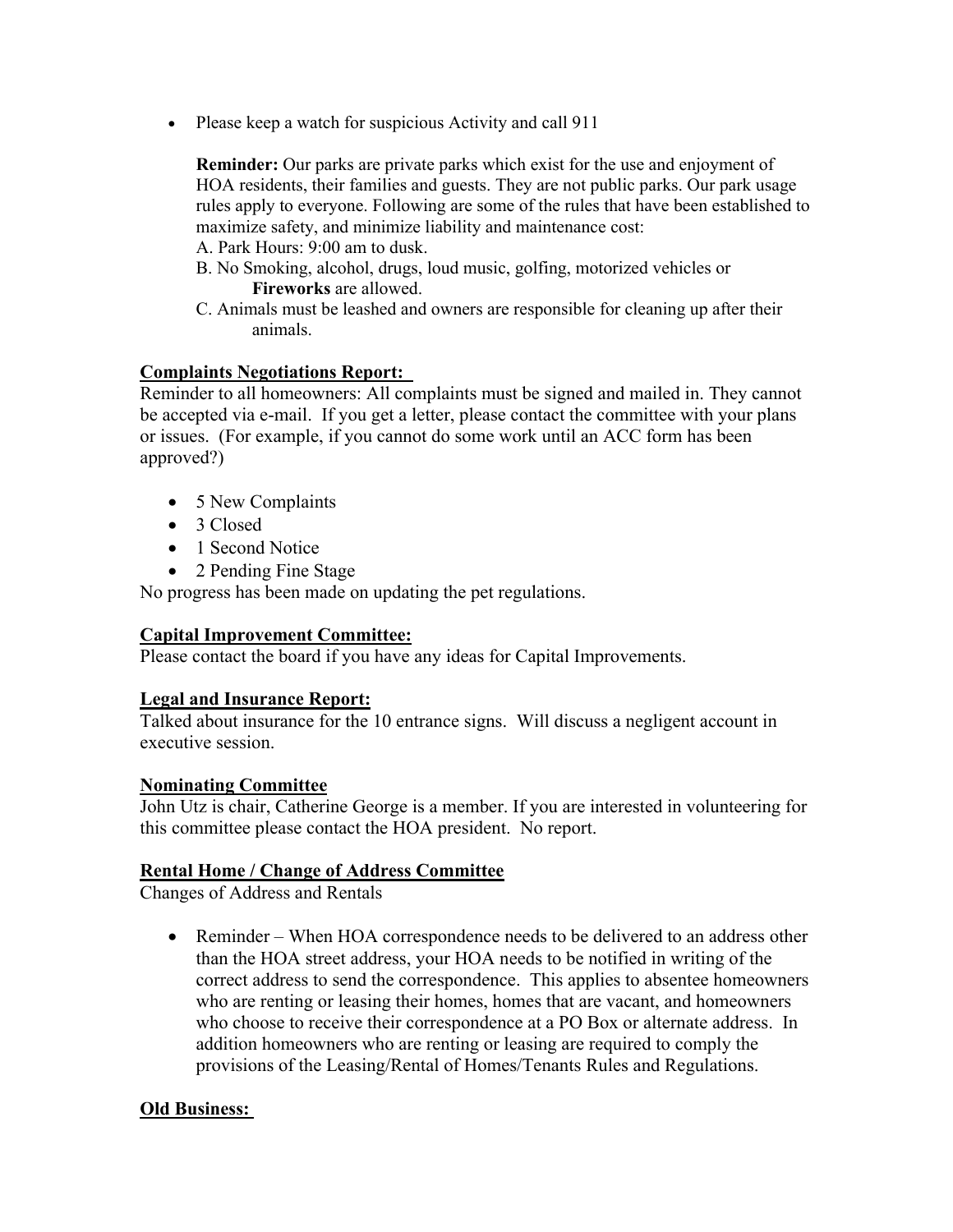- Please keep a watch for suspicious Activity and call 911

  **Reminder:** Our parks are private parks which exist for the use and enjoyment of HOA residents, their families and guests. They are not public parks. Our park usage rules apply to everyone. Following are some of the rules that have been established to maximize safety, and minimize liability and maintenance cost:

  A. Park Hours: 9:00 am to dusk.

  B. No Smoking, alcohol, drugs, loud music, golfing, motorized vehicles or **Fireworks** are allowed.

  C. Animals must be leashed and owners are responsible for cleaning up after their animals.

**Complaints Negotiations Report:**

Reminder to all homeowners: All complaints must be signed and mailed in. They cannot be accepted via e-mail. If you get a letter, please contact the committee with your plans or issues. (For example, if you cannot do some work until an ACC form has been approved?)

- 5 New Complaints
- 3 Closed
- 1 Second Notice
- 2 Pending Fine Stage

No progress has been made on updating the pet regulations.

**Capital Improvement Committee:**

Please contact the board if you have any ideas for Capital Improvements.

**Legal and Insurance Report:**

Talked about insurance for the 10 entrance signs. Will discuss a negligent account in executive session.

**Nominating Committee**

John Utz is chair, Catherine George is a member. If you are interested in volunteering for this committee please contact the HOA president. No report.

**Rental Home / Change of Address Committee**

Changes of Address and Rentals

- Reminder – When HOA correspondence needs to be delivered to an address other than the HOA street address, your HOA needs to be notified in writing of the correct address to send the correspondence. This applies to absentee homeowners who are renting or leasing their homes, homes that are vacant, and homeowners who choose to receive their correspondence at a PO Box or alternate address. In addition homeowners who are renting or leasing are required to comply the provisions of the Leasing/Rental of Homes/Tenants Rules and Regulations.

**Old Business:**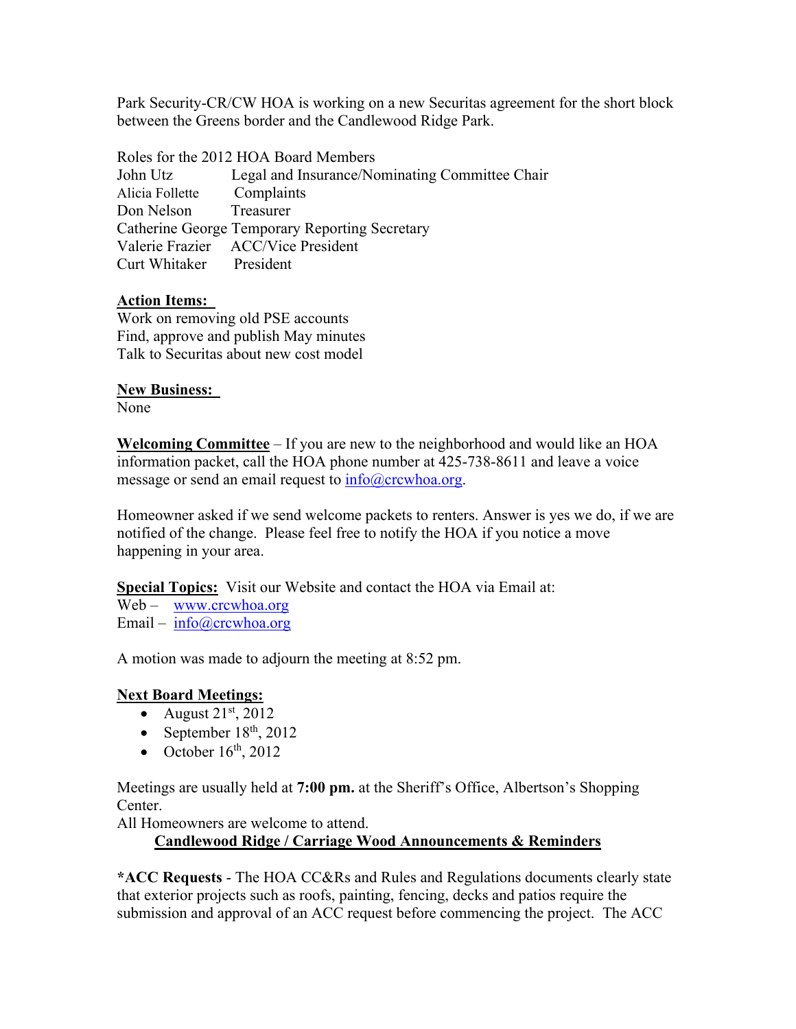Park Security-CR/CW HOA is working on a new Securitas agreement for the short block between the Greens border and the Candlewood Ridge Park.

Roles for the 2012 HOA Board Members

| Name | Role |
|---|---|
| John Utz | Legal and Insurance/Nominating Committee Chair |
| Alicia Follette | Complaints |
| Don Nelson | Treasurer |
| Catherine George | Temporary Reporting Secretary |
| Valerie Frazier | ACC/Vice President |
| Curt Whitaker | President |

**Action Items:**

Work on removing old PSE accounts
Find, approve and publish May minutes
Talk to Securitas about new cost model

**New Business:**

None

**Welcoming Committee** – If you are new to the neighborhood and would like an HOA information packet, call the HOA phone number at 425-738-8611 and leave a voice message or send an email request to info@crcwhoa.org.

Homeowner asked if we send welcome packets to renters. Answer is yes we do, if we are notified of the change. Please feel free to notify the HOA if you notice a move happening in your area.

**Special Topics:** Visit our Website and contact the HOA via Email at:
Web – www.crcwhoa.org
Email – info@crcwhoa.org

A motion was made to adjourn the meeting at 8:52 pm.

**Next Board Meetings:**

- August 21st, 2012
- September 18th, 2012
- October 16th, 2012

Meetings are usually held at **7:00 pm.** at the Sheriff's Office, Albertson's Shopping Center.
All Homeowners are welcome to attend.

## Candlewood Ridge / Carriage Wood Announcements & Reminders

***ACC Requests** - The HOA CC&Rs and Rules and Regulations documents clearly state that exterior projects such as roofs, painting, fencing, decks and patios require the submission and approval of an ACC request before commencing the project. The ACC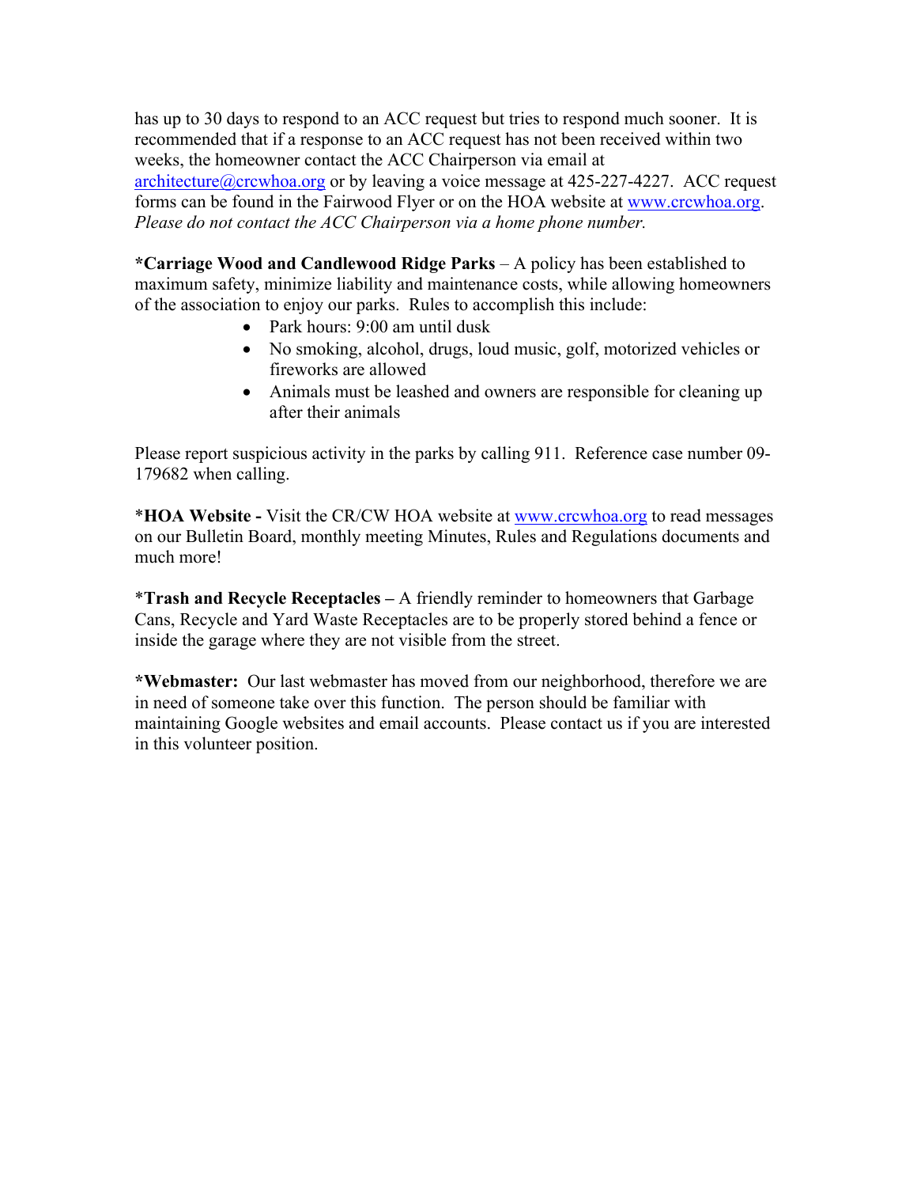has up to 30 days to respond to an ACC request but tries to respond much sooner. It is recommended that if a response to an ACC request has not been received within two weeks, the homeowner contact the ACC Chairperson via email at architecture@crcwhoa.org or by leaving a voice message at 425-227-4227. ACC request forms can be found in the Fairwood Flyer or on the HOA website at www.crcwhoa.org. *Please do not contact the ACC Chairperson via a home phone number.*

**\*Carriage Wood and Candlewood Ridge Parks** – A policy has been established to maximum safety, minimize liability and maintenance costs, while allowing homeowners of the association to enjoy our parks. Rules to accomplish this include:

- Park hours: 9:00 am until dusk
- No smoking, alcohol, drugs, loud music, golf, motorized vehicles or fireworks are allowed
- Animals must be leashed and owners are responsible for cleaning up after their animals

Please report suspicious activity in the parks by calling 911. Reference case number 09-179682 when calling.

\***HOA Website -** Visit the CR/CW HOA website at www.crcwhoa.org to read messages on our Bulletin Board, monthly meeting Minutes, Rules and Regulations documents and much more!

\***Trash and Recycle Receptacles –** A friendly reminder to homeowners that Garbage Cans, Recycle and Yard Waste Receptacles are to be properly stored behind a fence or inside the garage where they are not visible from the street.

**\*Webmaster:** Our last webmaster has moved from our neighborhood, therefore we are in need of someone take over this function. The person should be familiar with maintaining Google websites and email accounts. Please contact us if you are interested in this volunteer position.